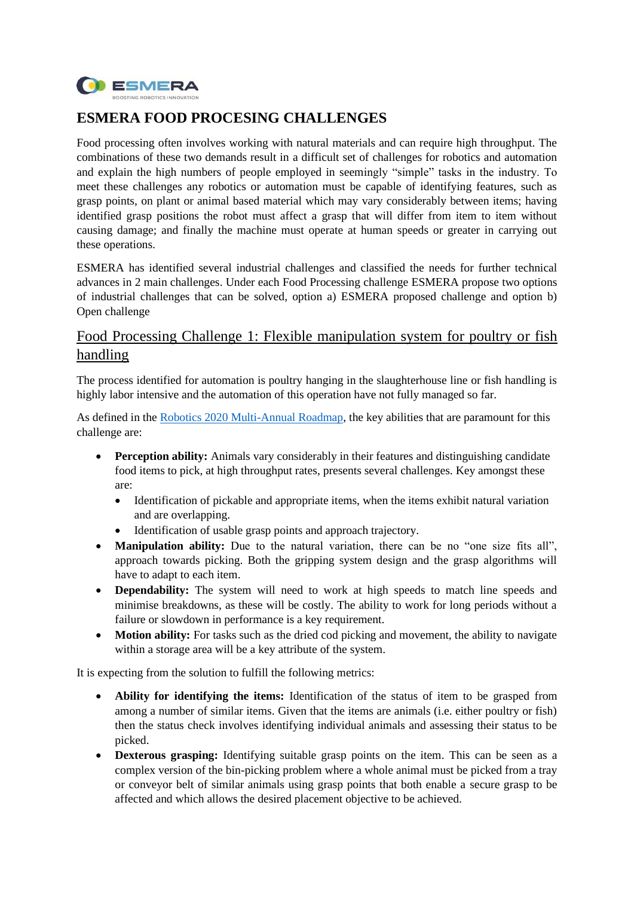# ESMERA FOOD PROCESING CHALLENGES

Food processing often involves working with natural materials and can require high throughput. The combinations of these two demands result in a difficult set of challenges for robotics and automation and explain the high numbers of people employed in seemingly "simple" tasks in the industry. To meet these challenges any robotics or automation must be capable of identifying features, such as grasp points, on plant or animal based material which may vary considerably between items; having identified grasp positions the robot must affect a grasp that will differ from item to item without causing damage; and finally the machine must operate at human speeds or greater in carrying out these operations.

ESMERA has identified several industrial challenges and classified the needs for further technical advances in 2 main challenges. Under each Food Processing challenge ESMERA propose two options of industrial challenges that can be solved, option a) ESMERA proposed challenge and option b) Open challenge

## Food Processing Challenge 1: Flexible manipulation system for poultry or fish handling

The process identified for automation is poultry hanging in the slaughterhouse line or fish handling is highly labor intensive and the automation of this operation have not fully managed so far.

As defined in the Robotics 2020 Multi-Annual Roadmap, the key abilities that are paramount for this challenge are:

- **Perception ability:** Animals vary considerably in their features and distinguishing candidate food items to pick, at high throughput rates, presents several challenges. Key amongst these are:
  - Identification of pickable and appropriate items, when the items exhibit natural variation and are overlapping.
  - Identification of usable grasp points and approach trajectory.
- **Manipulation ability:** Due to the natural variation, there can be no "one size fits all", approach towards picking. Both the gripping system design and the grasp algorithms will have to adapt to each item.
- **Dependability:** The system will need to work at high speeds to match line speeds and minimise breakdowns, as these will be costly. The ability to work for long periods without a failure or slowdown in performance is a key requirement.
- **Motion ability:** For tasks such as the dried cod picking and movement, the ability to navigate within a storage area will be a key attribute of the system.

It is expecting from the solution to fulfill the following metrics:

- **Ability for identifying the items:** Identification of the status of item to be grasped from among a number of similar items. Given that the items are animals (i.e. either poultry or fish) then the status check involves identifying individual animals and assessing their status to be picked.
- **Dexterous grasping:** Identifying suitable grasp points on the item. This can be seen as a complex version of the bin-picking problem where a whole animal must be picked from a tray or conveyor belt of similar animals using grasp points that both enable a secure grasp to be affected and which allows the desired placement objective to be achieved.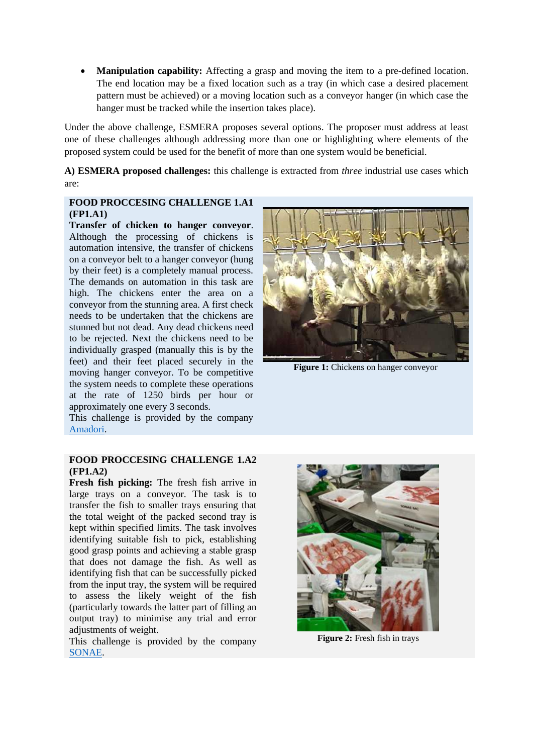- **Manipulation capability:** Affecting a grasp and moving the item to a pre-defined location. The end location may be a fixed location such as a tray (in which case a desired placement pattern must be achieved) or a moving location such as a conveyor hanger (in which case the hanger must be tracked while the insertion takes place).

Under the above challenge, ESMERA proposes several options. The proposer must address at least one of these challenges although addressing more than one or highlighting where elements of the proposed system could be used for the benefit of more than one system would be beneficial.

**A) ESMERA proposed challenges:** this challenge is extracted from *three* industrial use cases which are:

**FOOD PROCCESING CHALLENGE 1.A1 (FP1.A1)**

**Transfer of chicken to hanger conveyor**. Although the processing of chickens is automation intensive, the transfer of chickens on a conveyor belt to a hanger conveyor (hung by their feet) is a completely manual process. The demands on automation in this task are high. The chickens enter the area on a conveyor from the stunning area. A first check needs to be undertaken that the chickens are stunned but not dead. Any dead chickens need to be rejected. Next the chickens need to be individually grasped (manually this is by the feet) and their feet placed securely in the moving hanger conveyor. To be competitive the system needs to complete these operations at the rate of 1250 birds per hour or approximately one every 3 seconds.

This challenge is provided by the company Amadori.

**Figure 1:** Chickens on hanger conveyor

**FOOD PROCCESING CHALLENGE 1.A2 (FP1.A2)**

**Fresh fish picking:** The fresh fish arrive in large trays on a conveyor. The task is to transfer the fish to smaller trays ensuring that the total weight of the packed second tray is kept within specified limits. The task involves identifying suitable fish to pick, establishing good grasp points and achieving a stable grasp that does not damage the fish. As well as identifying fish that can be successfully picked from the input tray, the system will be required to assess the likely weight of the fish (particularly towards the latter part of filling an output tray) to minimise any trial and error adjustments of weight.

This challenge is provided by the company SONAE.

**Figure 2:** Fresh fish in trays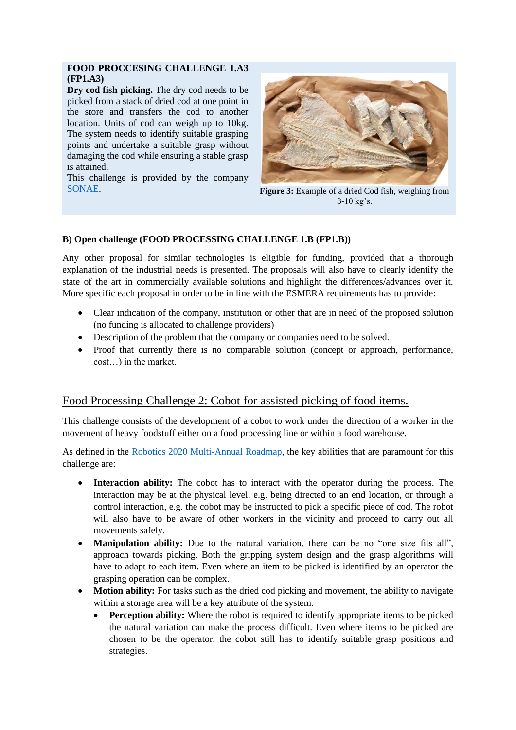**FOOD PROCCESING CHALLENGE 1.A3 (FP1.A3)**

**Dry cod fish picking.** The dry cod needs to be picked from a stack of dried cod at one point in the store and transfers the cod to another location. Units of cod can weigh up to 10kg. The system needs to identify suitable grasping points and undertake a suitable grasp without damaging the cod while ensuring a stable grasp is attained.

This challenge is provided by the company SONAE.

**Figure 3:** Example of a dried Cod fish, weighing from 3-10 kg's.

### B) Open challenge (FOOD PROCESSING CHALLENGE 1.B (FP1.B))

Any other proposal for similar technologies is eligible for funding, provided that a thorough explanation of the industrial needs is presented. The proposals will also have to clearly identify the state of the art in commercially available solutions and highlight the differences/advances over it. More specific each proposal in order to be in line with the ESMERA requirements has to provide:

- Clear indication of the company, institution or other that are in need of the proposed solution (no funding is allocated to challenge providers)
- Description of the problem that the company or companies need to be solved.
- Proof that currently there is no comparable solution (concept or approach, performance, cost…) in the market.

## Food Processing Challenge 2: Cobot for assisted picking of food items.

This challenge consists of the development of a cobot to work under the direction of a worker in the movement of heavy foodstuff either on a food processing line or within a food warehouse.

As defined in the Robotics 2020 Multi-Annual Roadmap, the key abilities that are paramount for this challenge are:

- **Interaction ability:** The cobot has to interact with the operator during the process. The interaction may be at the physical level, e.g. being directed to an end location, or through a control interaction, e.g. the cobot may be instructed to pick a specific piece of cod. The robot will also have to be aware of other workers in the vicinity and proceed to carry out all movements safely.
- **Manipulation ability:** Due to the natural variation, there can be no "one size fits all", approach towards picking. Both the gripping system design and the grasp algorithms will have to adapt to each item. Even where an item to be picked is identified by an operator the grasping operation can be complex.
- **Motion ability:** For tasks such as the dried cod picking and movement, the ability to navigate within a storage area will be a key attribute of the system.
    - **Perception ability:** Where the robot is required to identify appropriate items to be picked the natural variation can make the process difficult. Even where items to be picked are chosen to be the operator, the cobot still has to identify suitable grasp positions and strategies.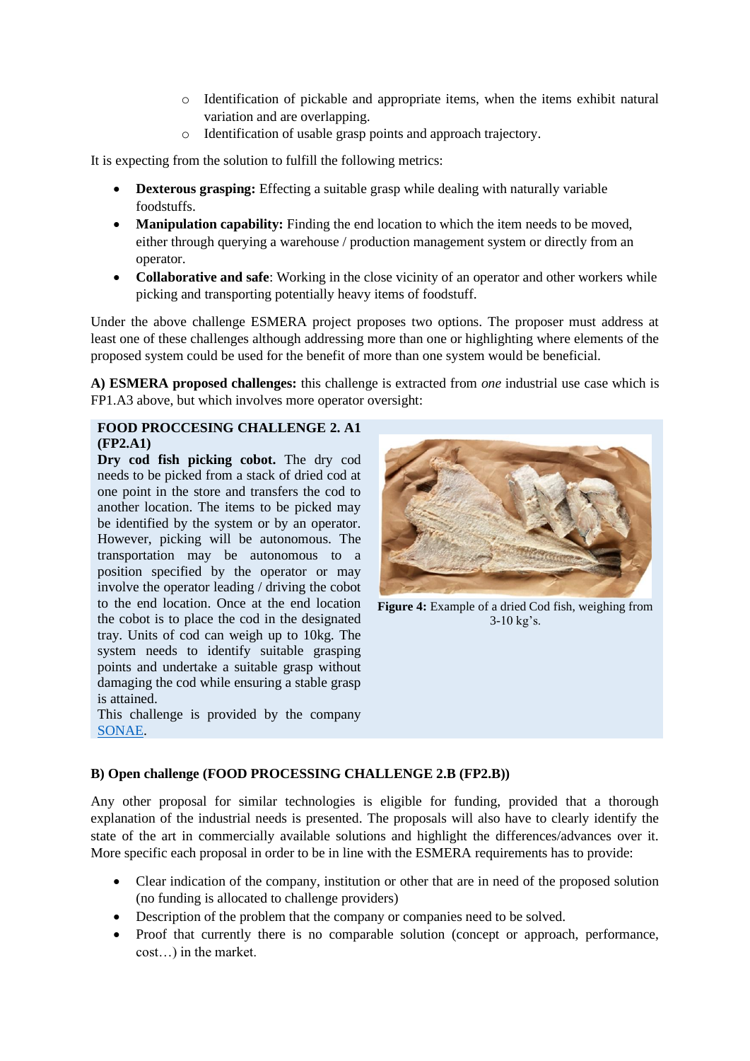- Identification of pickable and appropriate items, when the items exhibit natural variation and are overlapping.
- Identification of usable grasp points and approach trajectory.

It is expecting from the solution to fulfill the following metrics:

- **Dexterous grasping:** Effecting a suitable grasp while dealing with naturally variable foodstuffs.
- **Manipulation capability:** Finding the end location to which the item needs to be moved, either through querying a warehouse / production management system or directly from an operator.
- **Collaborative and safe**: Working in the close vicinity of an operator and other workers while picking and transporting potentially heavy items of foodstuff.

Under the above challenge ESMERA project proposes two options. The proposer must address at least one of these challenges although addressing more than one or highlighting where elements of the proposed system could be used for the benefit of more than one system would be beneficial.

**A) ESMERA proposed challenges:** this challenge is extracted from *one* industrial use case which is FP1.A3 above, but which involves more operator oversight:

**FOOD PROCCESING CHALLENGE 2. A1 (FP2.A1)**

**Dry cod fish picking cobot.** The dry cod needs to be picked from a stack of dried cod at one point in the store and transfers the cod to another location. The items to be picked may be identified by the system or by an operator. However, picking will be autonomous. The transportation may be autonomous to a position specified by the operator or may involve the operator leading / driving the cobot to the end location. Once at the end location the cobot is to place the cod in the designated tray. Units of cod can weigh up to 10kg. The system needs to identify suitable grasping points and undertake a suitable grasp without damaging the cod while ensuring a stable grasp is attained.

This challenge is provided by the company SONAE.

**Figure 4:** Example of a dried Cod fish, weighing from 3-10 kg's.

**B) Open challenge (FOOD PROCESSING CHALLENGE 2.B (FP2.B))**

Any other proposal for similar technologies is eligible for funding, provided that a thorough explanation of the industrial needs is presented. The proposals will also have to clearly identify the state of the art in commercially available solutions and highlight the differences/advances over it. More specific each proposal in order to be in line with the ESMERA requirements has to provide:

- Clear indication of the company, institution or other that are in need of the proposed solution (no funding is allocated to challenge providers)
- Description of the problem that the company or companies need to be solved.
- Proof that currently there is no comparable solution (concept or approach, performance, cost…) in the market.